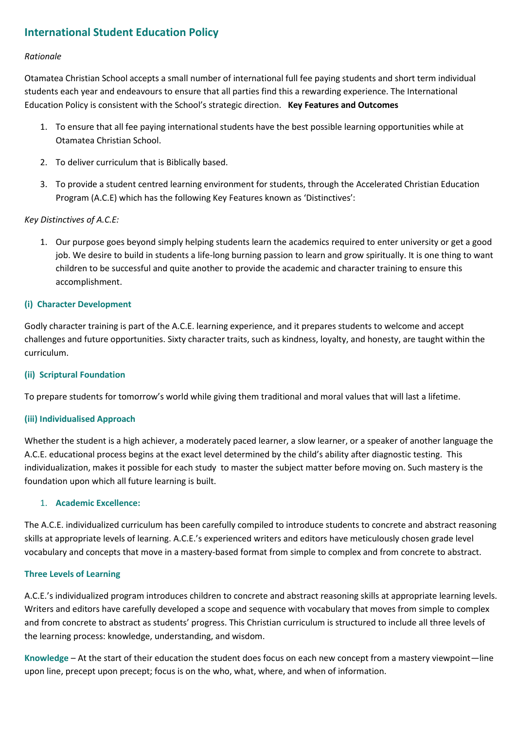## International Student Education Policy

*Rationale*

Otamatea Christian School accepts a small number of international full fee paying students and short term individual students each year and endeavours to ensure that all parties find this a rewarding experience. The International Education Policy is consistent with the School's strategic direction. **Key Features and Outcomes**

1. To ensure that all fee paying international students have the best possible learning opportunities while at Otamatea Christian School.
2. To deliver curriculum that is Biblically based.
3. To provide a student centred learning environment for students, through the Accelerated Christian Education Program (A.C.E) which has the following Key Features known as 'Distinctives':

*Key Distinctives of A.C.E:*

1. Our purpose goes beyond simply helping students learn the academics required to enter university or get a good job. We desire to build in students a life-long burning passion to learn and grow spiritually. It is one thing to want children to be successful and quite another to provide the academic and character training to ensure this accomplishment.

### (i) Character Development

Godly character training is part of the A.C.E. learning experience, and it prepares students to welcome and accept challenges and future opportunities. Sixty character traits, such as kindness, loyalty, and honesty, are taught within the curriculum.

### (ii) Scriptural Foundation

To prepare students for tomorrow's world while giving them traditional and moral values that will last a lifetime.

### (iii) Individualised Approach

Whether the student is a high achiever, a moderately paced learner, a slow learner, or a speaker of another language the A.C.E. educational process begins at the exact level determined by the child's ability after diagnostic testing. This individualization, makes it possible for each study to master the subject matter before moving on. Such mastery is the foundation upon which all future learning is built.

1. **Academic Excellence:**

The A.C.E. individualized curriculum has been carefully compiled to introduce students to concrete and abstract reasoning skills at appropriate levels of learning. A.C.E.'s experienced writers and editors have meticulously chosen grade level vocabulary and concepts that move in a mastery-based format from simple to complex and from concrete to abstract.

### Three Levels of Learning

A.C.E.'s individualized program introduces children to concrete and abstract reasoning skills at appropriate learning levels. Writers and editors have carefully developed a scope and sequence with vocabulary that moves from simple to complex and from concrete to abstract as students' progress. This Christian curriculum is structured to include all three levels of the learning process: knowledge, understanding, and wisdom.

**Knowledge** – At the start of their education the student does focus on each new concept from a mastery viewpoint—line upon line, precept upon precept; focus is on the who, what, where, and when of information.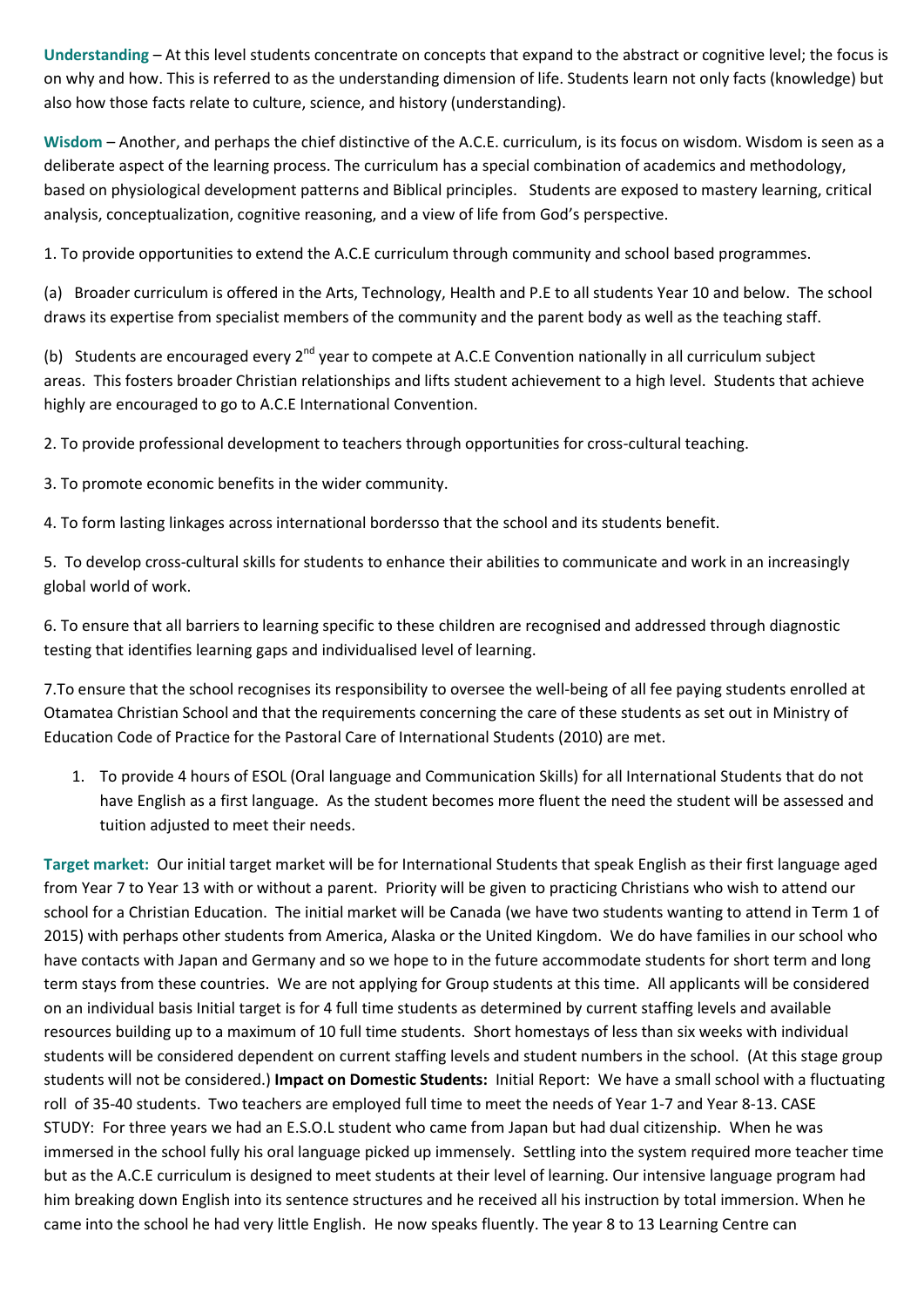**Understanding** – At this level students concentrate on concepts that expand to the abstract or cognitive level; the focus is on why and how. This is referred to as the understanding dimension of life. Students learn not only facts (knowledge) but also how those facts relate to culture, science, and history (understanding).

**Wisdom** – Another, and perhaps the chief distinctive of the A.C.E. curriculum, is its focus on wisdom. Wisdom is seen as a deliberate aspect of the learning process. The curriculum has a special combination of academics and methodology, based on physiological development patterns and Biblical principles. Students are exposed to mastery learning, critical analysis, conceptualization, cognitive reasoning, and a view of life from God's perspective.

1. To provide opportunities to extend the A.C.E curriculum through community and school based programmes.

(a) Broader curriculum is offered in the Arts, Technology, Health and P.E to all students Year 10 and below. The school draws its expertise from specialist members of the community and the parent body as well as the teaching staff.

(b) Students are encouraged every 2nd year to compete at A.C.E Convention nationally in all curriculum subject areas. This fosters broader Christian relationships and lifts student achievement to a high level. Students that achieve highly are encouraged to go to A.C.E International Convention.

2. To provide professional development to teachers through opportunities for cross-cultural teaching.

3. To promote economic benefits in the wider community.

4. To form lasting linkages across international bordersso that the school and its students benefit.

5. To develop cross-cultural skills for students to enhance their abilities to communicate and work in an increasingly global world of work.

6. To ensure that all barriers to learning specific to these children are recognised and addressed through diagnostic testing that identifies learning gaps and individualised level of learning.

7.To ensure that the school recognises its responsibility to oversee the well-being of all fee paying students enrolled at Otamatea Christian School and that the requirements concerning the care of these students as set out in Ministry of Education Code of Practice for the Pastoral Care of International Students (2010) are met.

1. To provide 4 hours of ESOL (Oral language and Communication Skills) for all International Students that do not have English as a first language. As the student becomes more fluent the need the student will be assessed and tuition adjusted to meet their needs.

**Target market:** Our initial target market will be for International Students that speak English as their first language aged from Year 7 to Year 13 with or without a parent. Priority will be given to practicing Christians who wish to attend our school for a Christian Education. The initial market will be Canada (we have two students wanting to attend in Term 1 of 2015) with perhaps other students from America, Alaska or the United Kingdom. We do have families in our school who have contacts with Japan and Germany and so we hope to in the future accommodate students for short term and long term stays from these countries. We are not applying for Group students at this time. All applicants will be considered on an individual basis Initial target is for 4 full time students as determined by current staffing levels and available resources building up to a maximum of 10 full time students. Short homestays of less than six weeks with individual students will be considered dependent on current staffing levels and student numbers in the school. (At this stage group students will not be considered.) **Impact on Domestic Students:** Initial Report: We have a small school with a fluctuating roll of 35-40 students. Two teachers are employed full time to meet the needs of Year 1-7 and Year 8-13. CASE STUDY: For three years we had an E.S.O.L student who came from Japan but had dual citizenship. When he was immersed in the school fully his oral language picked up immensely. Settling into the system required more teacher time but as the A.C.E curriculum is designed to meet students at their level of learning. Our intensive language program had him breaking down English into its sentence structures and he received all his instruction by total immersion. When he came into the school he had very little English. He now speaks fluently. The year 8 to 13 Learning Centre can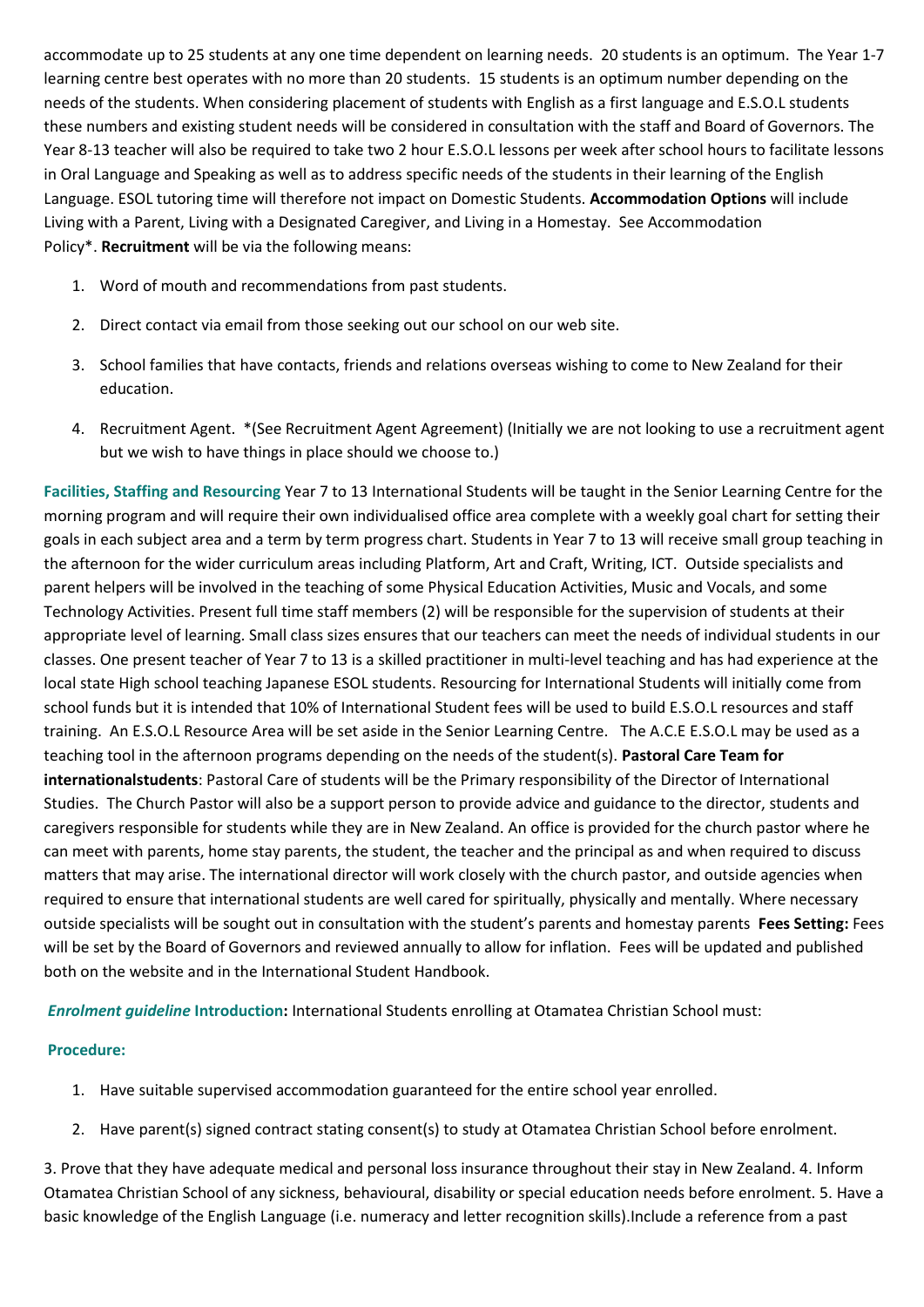accommodate up to 25 students at any one time dependent on learning needs. 20 students is an optimum. The Year 1-7 learning centre best operates with no more than 20 students. 15 students is an optimum number depending on the needs of the students. When considering placement of students with English as a first language and E.S.O.L students these numbers and existing student needs will be considered in consultation with the staff and Board of Governors. The Year 8-13 teacher will also be required to take two 2 hour E.S.O.L lessons per week after school hours to facilitate lessons in Oral Language and Speaking as well as to address specific needs of the students in their learning of the English Language. ESOL tutoring time will therefore not impact on Domestic Students. **Accommodation Options** will include Living with a Parent, Living with a Designated Caregiver, and Living in a Homestay. See Accommodation Policy*. **Recruitment** will be via the following means:

1. Word of mouth and recommendations from past students.
2. Direct contact via email from those seeking out our school on our web site.
3. School families that have contacts, friends and relations overseas wishing to come to New Zealand for their education.
4. Recruitment Agent. *(See Recruitment Agent Agreement) (Initially we are not looking to use a recruitment agent but we wish to have things in place should we choose to.)

**Facilities, Staffing and Resourcing** Year 7 to 13 International Students will be taught in the Senior Learning Centre for the morning program and will require their own individualised office area complete with a weekly goal chart for setting their goals in each subject area and a term by term progress chart. Students in Year 7 to 13 will receive small group teaching in the afternoon for the wider curriculum areas including Platform, Art and Craft, Writing, ICT. Outside specialists and parent helpers will be involved in the teaching of some Physical Education Activities, Music and Vocals, and some Technology Activities. Present full time staff members (2) will be responsible for the supervision of students at their appropriate level of learning. Small class sizes ensures that our teachers can meet the needs of individual students in our classes. One present teacher of Year 7 to 13 is a skilled practitioner in multi-level teaching and has had experience at the local state High school teaching Japanese ESOL students. Resourcing for International Students will initially come from school funds but it is intended that 10% of International Student fees will be used to build E.S.O.L resources and staff training. An E.S.O.L Resource Area will be set aside in the Senior Learning Centre. The A.C.E E.S.O.L may be used as a teaching tool in the afternoon programs depending on the needs of the student(s). **Pastoral Care Team for internationalstudents**: Pastoral Care of students will be the Primary responsibility of the Director of International Studies. The Church Pastor will also be a support person to provide advice and guidance to the director, students and caregivers responsible for students while they are in New Zealand. An office is provided for the church pastor where he can meet with parents, home stay parents, the student, the teacher and the principal as and when required to discuss matters that may arise. The international director will work closely with the church pastor, and outside agencies when required to ensure that international students are well cared for spiritually, physically and mentally. Where necessary outside specialists will be sought out in consultation with the student's parents and homestay parents **Fees Setting:** Fees will be set by the Board of Governors and reviewed annually to allow for inflation. Fees will be updated and published both on the website and in the International Student Handbook.

***Enrolment guideline* Introduction:** International Students enrolling at Otamatea Christian School must:

**Procedure:**

1. Have suitable supervised accommodation guaranteed for the entire school year enrolled.
2. Have parent(s) signed contract stating consent(s) to study at Otamatea Christian School before enrolment.

3. Prove that they have adequate medical and personal loss insurance throughout their stay in New Zealand. 4. Inform Otamatea Christian School of any sickness, behavioural, disability or special education needs before enrolment. 5. Have a basic knowledge of the English Language (i.e. numeracy and letter recognition skills).Include a reference from a past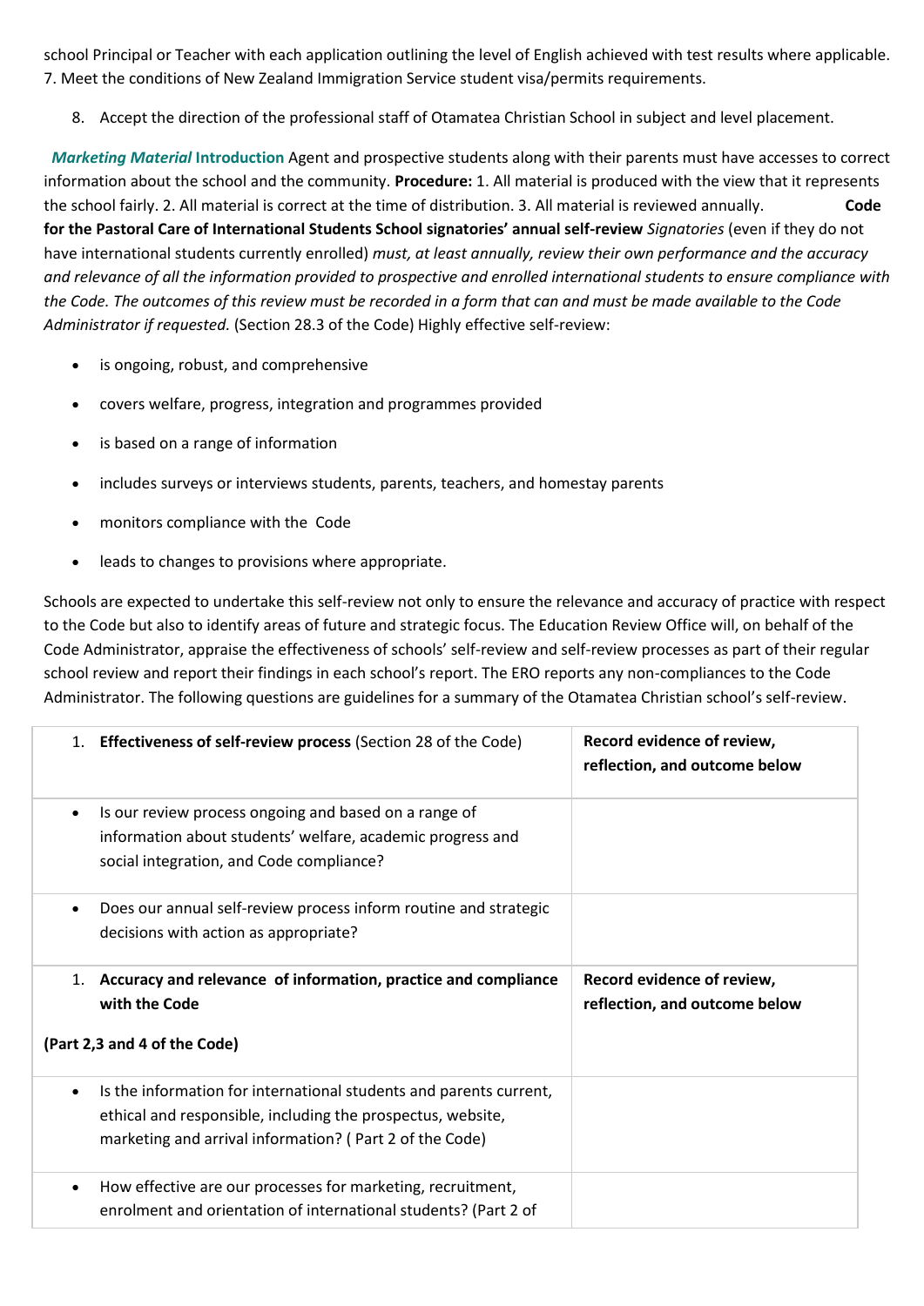school Principal or Teacher with each application outlining the level of English achieved with test results where applicable.
7. Meet the conditions of New Zealand Immigration Service student visa/permits requirements.

8. Accept the direction of the professional staff of Otamatea Christian School in subject and level placement.

***Marketing Material* Introduction** Agent and prospective students along with their parents must have accesses to correct information about the school and the community. **Procedure:** 1. All material is produced with the view that it represents the school fairly. 2. All material is correct at the time of distribution. 3. All material is reviewed annually. **Code for the Pastoral Care of International Students School signatories' annual self-review** *Signatories* (even if they do not have international students currently enrolled) *must, at least annually, review their own performance and the accuracy and relevance of all the information provided to prospective and enrolled international students to ensure compliance with the Code. The outcomes of this review must be recorded in a form that can and must be made available to the Code Administrator if requested.* (Section 28.3 of the Code) Highly effective self-review:

- is ongoing, robust, and comprehensive
- covers welfare, progress, integration and programmes provided
- is based on a range of information
- includes surveys or interviews students, parents, teachers, and homestay parents
- monitors compliance with the Code
- leads to changes to provisions where appropriate.

Schools are expected to undertake this self-review not only to ensure the relevance and accuracy of practice with respect to the Code but also to identify areas of future and strategic focus. The Education Review Office will, on behalf of the Code Administrator, appraise the effectiveness of schools' self-review and self-review processes as part of their regular school review and report their findings in each school's report. The ERO reports any non-compliances to the Code Administrator. The following questions are guidelines for a summary of the Otamatea Christian school's self-review.

| 1. **Effectiveness of self-review process** (Section 28 of the Code) | **Record evidence of review, reflection, and outcome below** |
|---|---|
| • Is our review process ongoing and based on a range of information about students' welfare, academic progress and social integration, and Code compliance? | |
| • Does our annual self-review process inform routine and strategic decisions with action as appropriate? | |
| 1. **Accuracy and relevance of information, practice and compliance with the Code** **(Part 2,3 and 4 of the Code)** | **Record evidence of review, reflection, and outcome below** |
| • Is the information for international students and parents current, ethical and responsible, including the prospectus, website, marketing and arrival information? ( Part 2 of the Code) | |
| • How effective are our processes for marketing, recruitment, enrolment and orientation of international students? (Part 2 of | |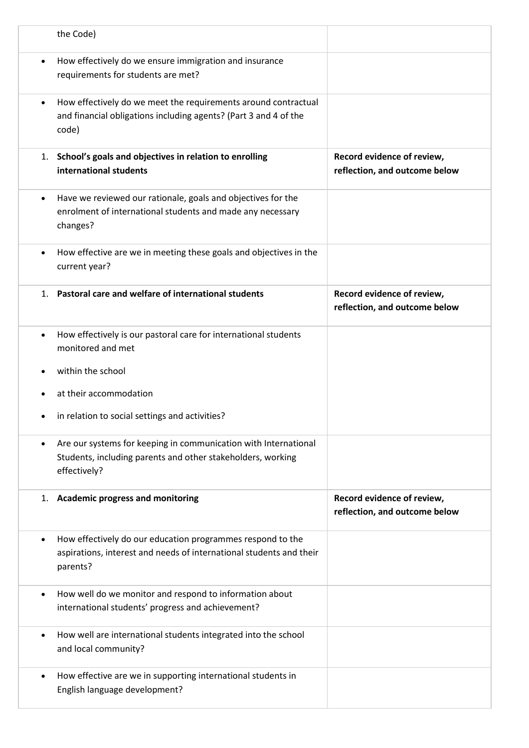| | |
|---|---|
| the Code) | |
| • How effectively do we ensure immigration and insurance requirements for students are met? | |
| • How effectively do we meet the requirements around contractual and financial obligations including agents? (Part 3 and 4 of the code) | |
| 1. **School's goals and objectives in relation to enrolling international students** | **Record evidence of review, reflection, and outcome below** |
| • Have we reviewed our rationale, goals and objectives for the enrolment of international students and made any necessary changes? | |
| • How effective are we in meeting these goals and objectives in the current year? | |
| 1. **Pastoral care and welfare of international students** | **Record evidence of review, reflection, and outcome below** |
| • How effectively is our pastoral care for international students monitored and met<br>• within the school<br>• at their accommodation<br>• in relation to social settings and activities? | |
| • Are our systems for keeping in communication with International Students, including parents and other stakeholders, working effectively? | |
| 1. **Academic progress and monitoring** | **Record evidence of review, reflection, and outcome below** |
| • How effectively do our education programmes respond to the aspirations, interest and needs of international students and their parents? | |
| • How well do we monitor and respond to information about international students' progress and achievement? | |
| • How well are international students integrated into the school and local community? | |
| • How effective are we in supporting international students in English language development? | |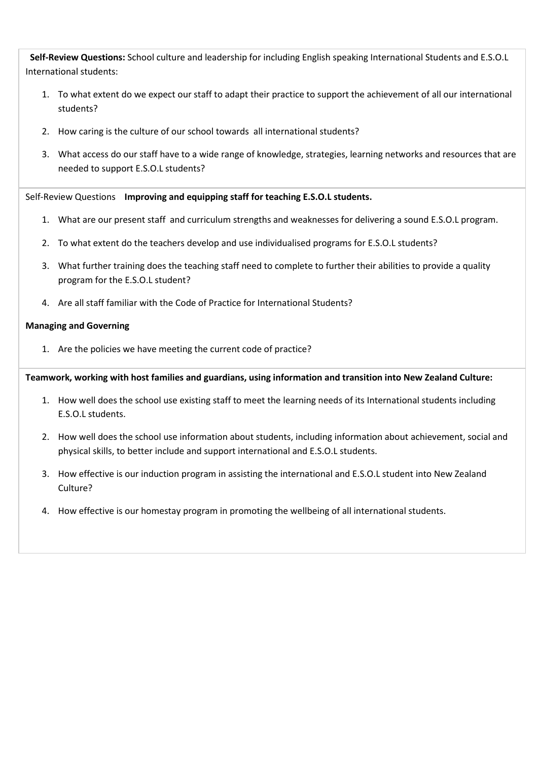**Self-Review Questions:** School culture and leadership for including English speaking International Students and E.S.O.L International students:

1. To what extent do we expect our staff to adapt their practice to support the achievement of all our international students?
2. How caring is the culture of our school towards all international students?
3. What access do our staff have to a wide range of knowledge, strategies, learning networks and resources that are needed to support E.S.O.L students?

Self-Review Questions **Improving and equipping staff for teaching E.S.O.L students.**

1. What are our present staff and curriculum strengths and weaknesses for delivering a sound E.S.O.L program.
2. To what extent do the teachers develop and use individualised programs for E.S.O.L students?
3. What further training does the teaching staff need to complete to further their abilities to provide a quality program for the E.S.O.L student?
4. Are all staff familiar with the Code of Practice for International Students?

**Managing and Governing**

1. Are the policies we have meeting the current code of practice?

**Teamwork, working with host families and guardians, using information and transition into New Zealand Culture:**

1. How well does the school use existing staff to meet the learning needs of its International students including E.S.O.L students.
2. How well does the school use information about students, including information about achievement, social and physical skills, to better include and support international and E.S.O.L students.
3. How effective is our induction program in assisting the international and E.S.O.L student into New Zealand Culture?
4. How effective is our homestay program in promoting the wellbeing of all international students.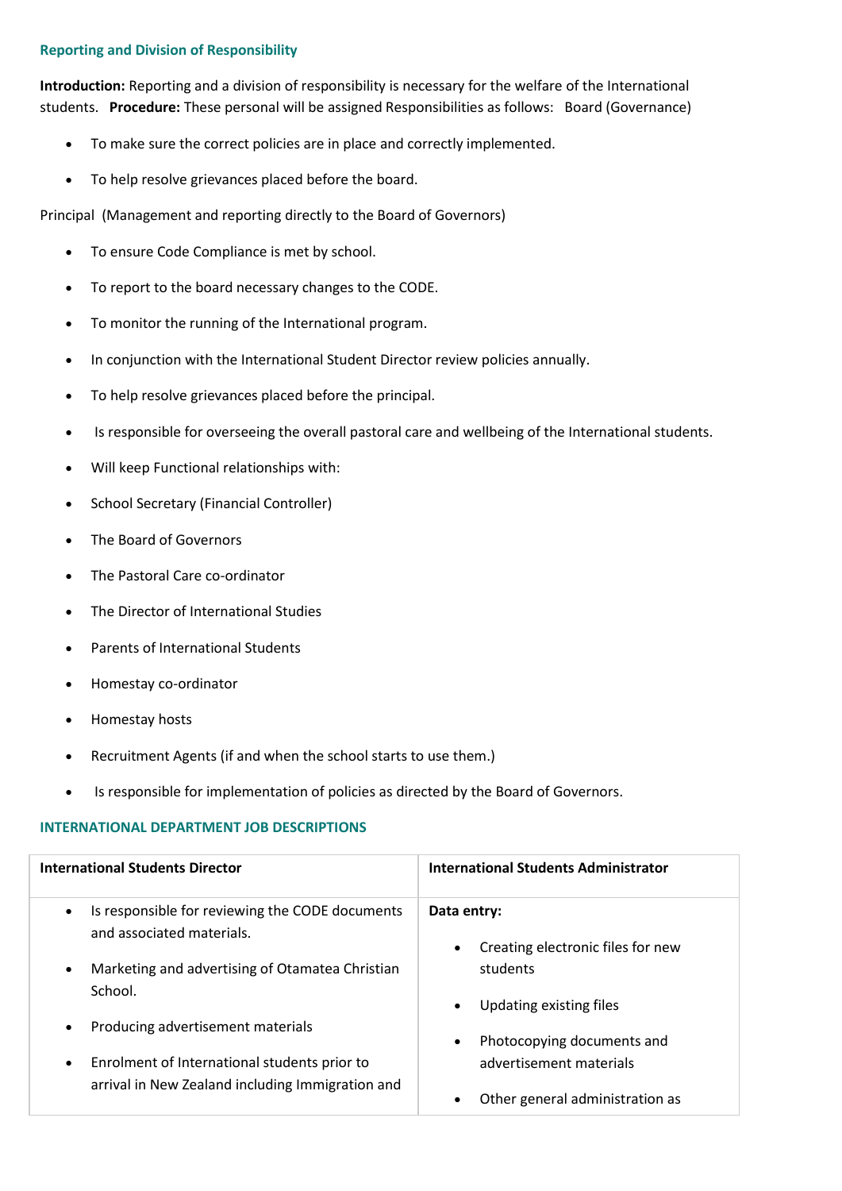### Reporting and Division of Responsibility

**Introduction:** Reporting and a division of responsibility is necessary for the welfare of the International students. **Procedure:** These personal will be assigned Responsibilities as follows: Board (Governance)

- To make sure the correct policies are in place and correctly implemented.
- To help resolve grievances placed before the board.

Principal (Management and reporting directly to the Board of Governors)

- To ensure Code Compliance is met by school.
- To report to the board necessary changes to the CODE.
- To monitor the running of the International program.
- In conjunction with the International Student Director review policies annually.
- To help resolve grievances placed before the principal.
- Is responsible for overseeing the overall pastoral care and wellbeing of the International students.
- Will keep Functional relationships with:
- School Secretary (Financial Controller)
- The Board of Governors
- The Pastoral Care co-ordinator
- The Director of International Studies
- Parents of International Students
- Homestay co-ordinator
- Homestay hosts
- Recruitment Agents (if and when the school starts to use them.)
- Is responsible for implementation of policies as directed by the Board of Governors.

### INTERNATIONAL DEPARTMENT JOB DESCRIPTIONS

| International Students Director | International Students Administrator |
|---|---|
| • Is responsible for reviewing the CODE documents and associated materials.<br>• Marketing and advertising of Otamatea Christian School.<br>• Producing advertisement materials<br>• Enrolment of International students prior to arrival in New Zealand including Immigration and | **Data entry:**<br>• Creating electronic files for new students<br>• Updating existing files<br>• Photocopying documents and advertisement materials<br>• Other general administration as |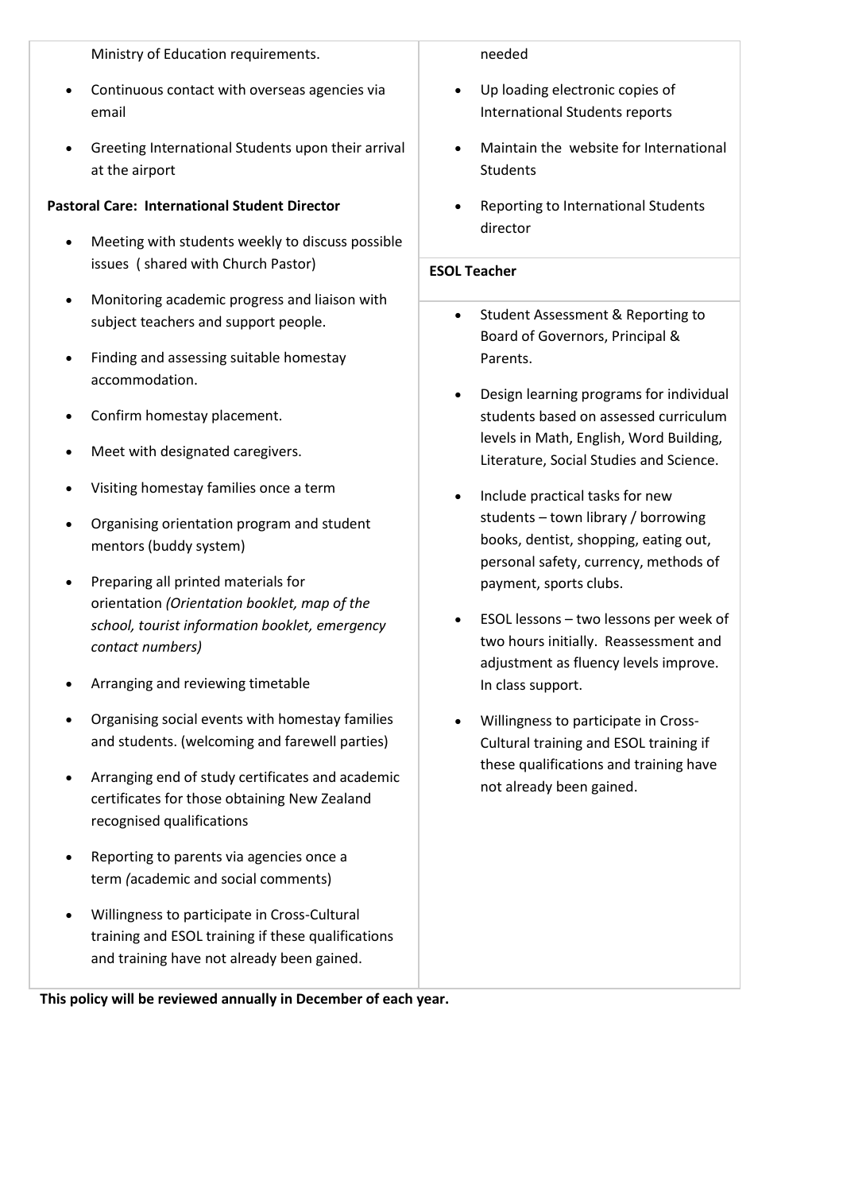Ministry of Education requirements.

- Continuous contact with overseas agencies via email
- Greeting International Students upon their arrival at the airport

**Pastoral Care: International Student Director**

- Meeting with students weekly to discuss possible issues ( shared with Church Pastor)
- Monitoring academic progress and liaison with subject teachers and support people.
- Finding and assessing suitable homestay accommodation.
- Confirm homestay placement.
- Meet with designated caregivers.
- Visiting homestay families once a term
- Organising orientation program and student mentors (buddy system)
- Preparing all printed materials for orientation *(Orientation booklet, map of the school, tourist information booklet, emergency contact numbers)*
- Arranging and reviewing timetable
- Organising social events with homestay families and students. (welcoming and farewell parties)
- Arranging end of study certificates and academic certificates for those obtaining New Zealand recognised qualifications
- Reporting to parents via agencies once a term *(*academic and social comments)
- Willingness to participate in Cross-Cultural training and ESOL training if these qualifications and training have not already been gained.

needed

- Up loading electronic copies of International Students reports
- Maintain the website for International Students
- Reporting to International Students director

**ESOL Teacher**

- Student Assessment & Reporting to Board of Governors, Principal & Parents.
- Design learning programs for individual students based on assessed curriculum levels in Math, English, Word Building, Literature, Social Studies and Science.
- Include practical tasks for new students – town library / borrowing books, dentist, shopping, eating out, personal safety, currency, methods of payment, sports clubs.
- ESOL lessons – two lessons per week of two hours initially. Reassessment and adjustment as fluency levels improve. In class support.
- Willingness to participate in Cross-Cultural training and ESOL training if these qualifications and training have not already been gained.

**This policy will be reviewed annually in December of each year.**